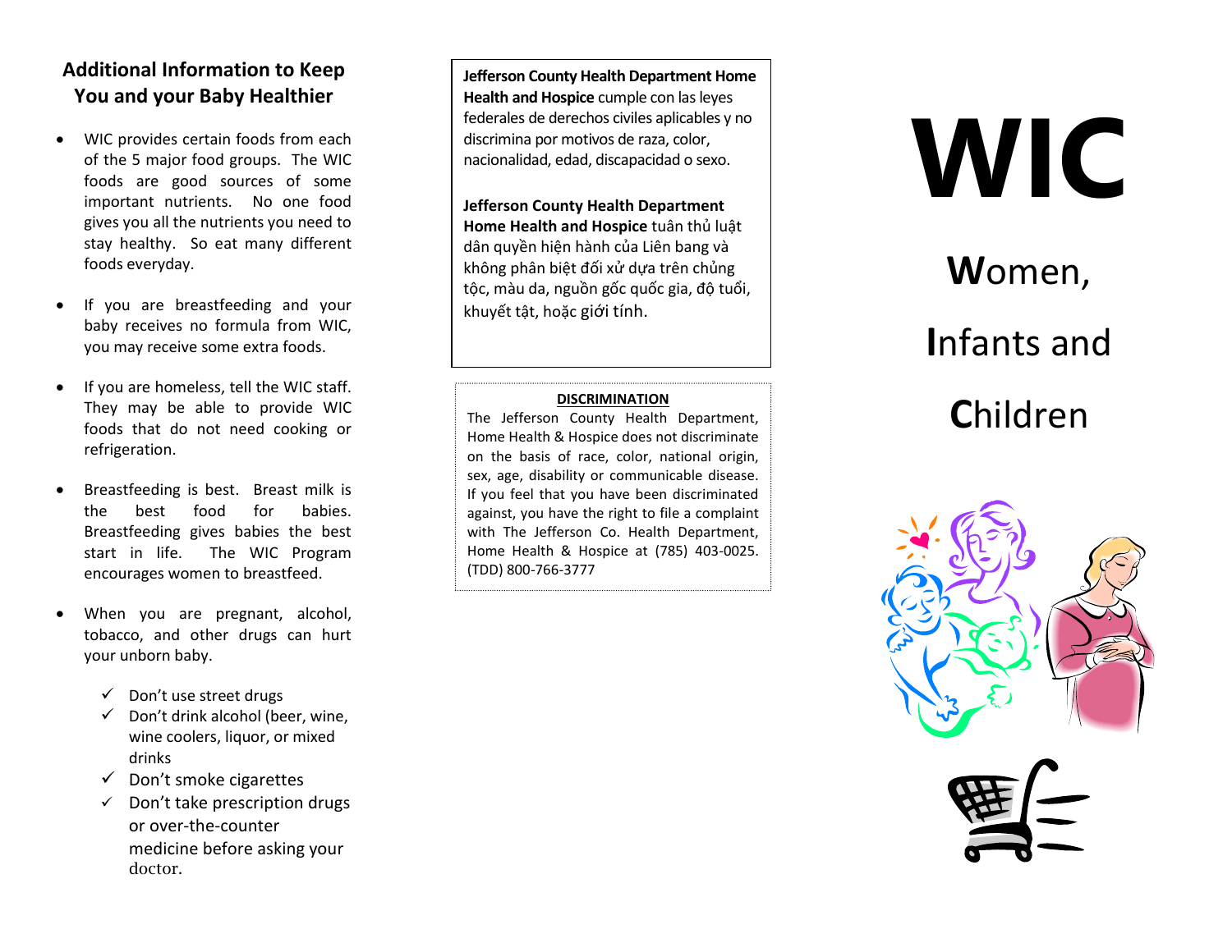## Additional Information to Keep You and your Baby Healthier

- WIC provides certain foods from each of the 5 major food groups. The WIC foods are good sources of some important nutrients. No one food gives you all the nutrients you need to stay healthy. So eat many different foods everyday.
- If you are breastfeeding and your baby receives no formula from WIC, you may receive some extra foods.
- If you are homeless, tell the WIC staff. They may be able to provide WIC foods that do not need cooking or refrigeration.
- Breastfeeding is best. Breast milk is the best food for babies. Breastfeeding gives babies the best start in life. The WIC Program encourages women to breastfeed.
- When you are pregnant, alcohol, tobacco, and other drugs can hurt your unborn baby.
  - ✓ Don't use street drugs
  - ✓ Don't drink alcohol (beer, wine, wine coolers, liquor, or mixed drinks
  - ✓ Don't smoke cigarettes
  - ✓ Don't take prescription drugs or over-the-counter medicine before asking your doctor.

**Jefferson County Health Department Home Health and Hospice** cumple con las leyes federales de derechos civiles aplicables y no discrimina por motivos de raza, color, nacionalidad, edad, discapacidad o sexo.

**Jefferson County Health Department Home Health and Hospice** tuân thủ luật dân quyền hiện hành của Liên bang và không phân biệt đối xử dựa trên chủng tộc, màu da, nguồn gốc quốc gia, độ tuổi, khuyết tật, hoặc giới tính.

**DISCRIMINATION**

The Jefferson County Health Department, Home Health & Hospice does not discriminate on the basis of race, color, national origin, sex, age, disability or communicable disease. If you feel that you have been discriminated against, you have the right to file a complaint with The Jefferson Co. Health Department, Home Health & Hospice at (785) 403-0025. (TDD) 800-766-3777

# WIC

**W**omen,

**I**nfants and

**C**hildren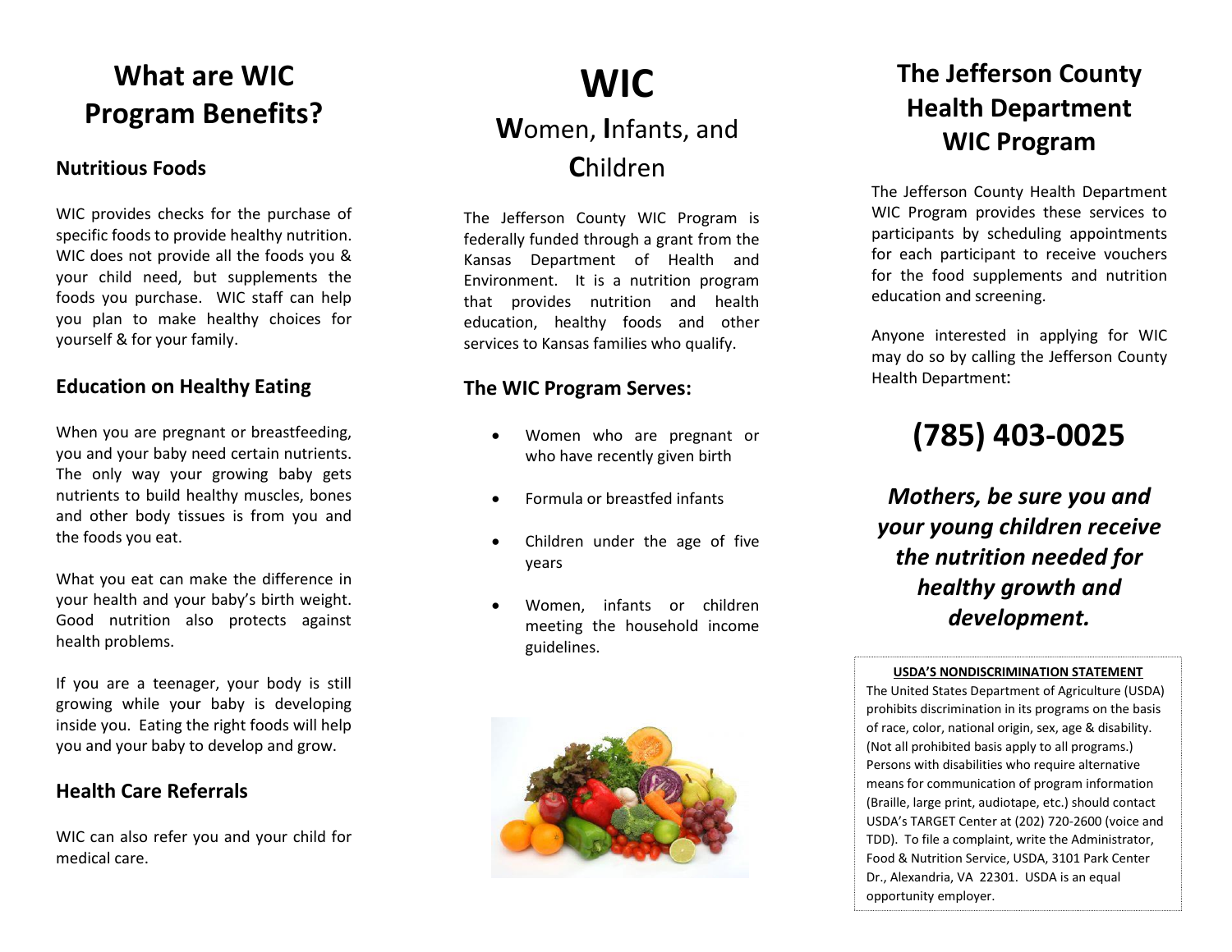## What are WIC Program Benefits?

### Nutritious Foods

WIC provides checks for the purchase of specific foods to provide healthy nutrition. WIC does not provide all the foods you & your child need, but supplements the foods you purchase. WIC staff can help you plan to make healthy choices for yourself & for your family.

### Education on Healthy Eating

When you are pregnant or breastfeeding, you and your baby need certain nutrients. The only way your growing baby gets nutrients to build healthy muscles, bones and other body tissues is from you and the foods you eat.

What you eat can make the difference in your health and your baby's birth weight. Good nutrition also protects against health problems.

If you are a teenager, your body is still growing while your baby is developing inside you. Eating the right foods will help you and your baby to develop and grow.

### Health Care Referrals

WIC can also refer you and your child for medical care.

# WIC

## **W**omen, **I**nfants, and **C**hildren

The Jefferson County WIC Program is federally funded through a grant from the Kansas Department of Health and Environment. It is a nutrition program that provides nutrition and health education, healthy foods and other services to Kansas families who qualify.

### The WIC Program Serves:

- Women who are pregnant or who have recently given birth
- Formula or breastfed infants
- Children under the age of five years
- Women, infants or children meeting the household income guidelines.

## The Jefferson County Health Department WIC Program

The Jefferson County Health Department WIC Program provides these services to participants by scheduling appointments for each participant to receive vouchers for the food supplements and nutrition education and screening.

Anyone interested in applying for WIC may do so by calling the Jefferson County Health Department:

# (785) 403-0025

***Mothers, be sure you and your young children receive the nutrition needed for healthy growth and development.***

**USDA'S NONDISCRIMINATION STATEMENT**

The United States Department of Agriculture (USDA) prohibits discrimination in its programs on the basis of race, color, national origin, sex, age & disability. (Not all prohibited basis apply to all programs.) Persons with disabilities who require alternative means for communication of program information (Braille, large print, audiotape, etc.) should contact USDA's TARGET Center at (202) 720-2600 (voice and TDD). To file a complaint, write the Administrator, Food & Nutrition Service, USDA, 3101 Park Center Dr., Alexandria, VA 22301. USDA is an equal opportunity employer.